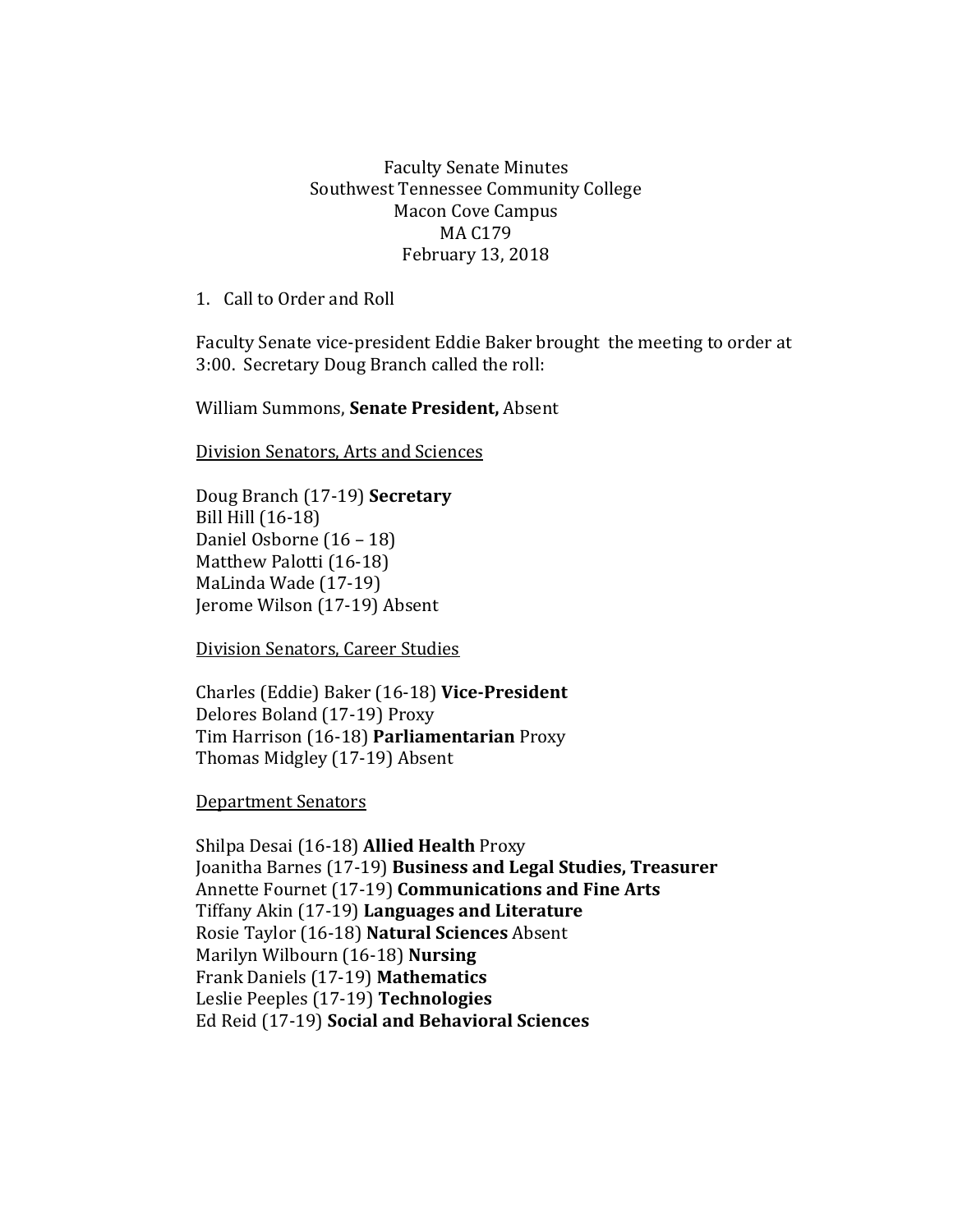Faculty Senate Minutes
Southwest Tennessee Community College
Macon Cove Campus
MA C179
February 13, 2018

1. Call to Order and Roll

Faculty Senate vice-president Eddie Baker brought the meeting to order at 3:00. Secretary Doug Branch called the roll:

William Summons, **Senate President,** Absent

<u>Division Senators, Arts and Sciences</u>

Doug Branch (17-19) **Secretary**
Bill Hill (16-18)
Daniel Osborne (16 – 18)
Matthew Palotti (16-18)
MaLinda Wade (17-19)
Jerome Wilson (17-19) Absent

<u>Division Senators, Career Studies</u>

Charles (Eddie) Baker (16-18) **Vice-President**
Delores Boland (17-19) Proxy
Tim Harrison (16-18) **Parliamentarian** Proxy
Thomas Midgley (17-19) Absent

<u>Department Senators</u>

Shilpa Desai (16-18) **Allied Health** Proxy
Joanitha Barnes (17-19) **Business and Legal Studies, Treasurer**
Annette Fournet (17-19) **Communications and Fine Arts**
Tiffany Akin (17-19) **Languages and Literature**
Rosie Taylor (16-18) **Natural Sciences** Absent
Marilyn Wilbourn (16-18) **Nursing**
Frank Daniels (17-19) **Mathematics**
Leslie Peeples (17-19) **Technologies**
Ed Reid (17-19) **Social and Behavioral Sciences**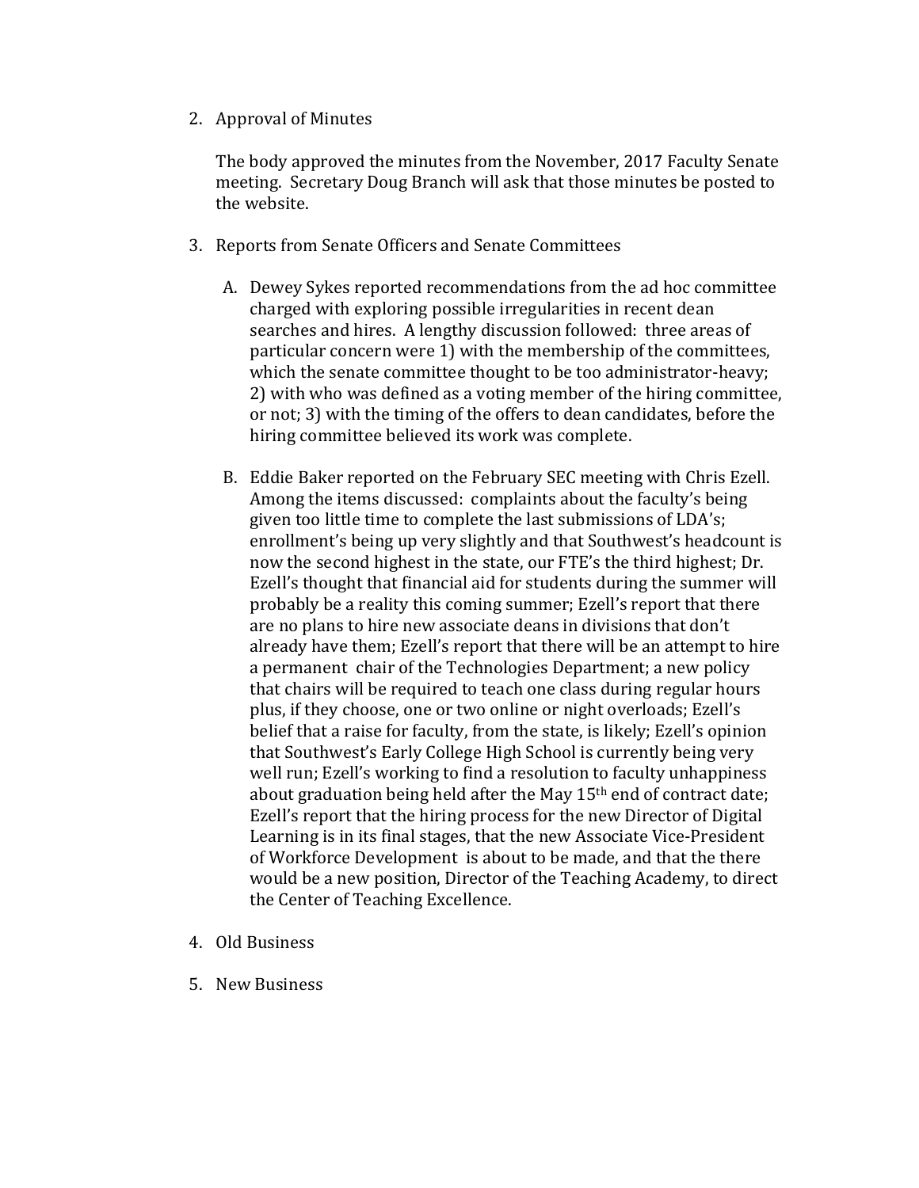2. Approval of Minutes

   The body approved the minutes from the November, 2017 Faculty Senate meeting. Secretary Doug Branch will ask that those minutes be posted to the website.

3. Reports from Senate Officers and Senate Committees

   A. Dewey Sykes reported recommendations from the ad hoc committee charged with exploring possible irregularities in recent dean searches and hires. A lengthy discussion followed: three areas of particular concern were 1) with the membership of the committees, which the senate committee thought to be too administrator-heavy; 2) with who was defined as a voting member of the hiring committee, or not; 3) with the timing of the offers to dean candidates, before the hiring committee believed its work was complete.

   B. Eddie Baker reported on the February SEC meeting with Chris Ezell. Among the items discussed: complaints about the faculty's being given too little time to complete the last submissions of LDA's; enrollment's being up very slightly and that Southwest's headcount is now the second highest in the state, our FTE's the third highest; Dr. Ezell's thought that financial aid for students during the summer will probably be a reality this coming summer; Ezell's report that there are no plans to hire new associate deans in divisions that don't already have them; Ezell's report that there will be an attempt to hire a permanent chair of the Technologies Department; a new policy that chairs will be required to teach one class during regular hours plus, if they choose, one or two online or night overloads; Ezell's belief that a raise for faculty, from the state, is likely; Ezell's opinion that Southwest's Early College High School is currently being very well run; Ezell's working to find a resolution to faculty unhappiness about graduation being held after the May 15th end of contract date; Ezell's report that the hiring process for the new Director of Digital Learning is in its final stages, that the new Associate Vice-President of Workforce Development is about to be made, and that the there would be a new position, Director of the Teaching Academy, to direct the Center of Teaching Excellence.

4. Old Business

5. New Business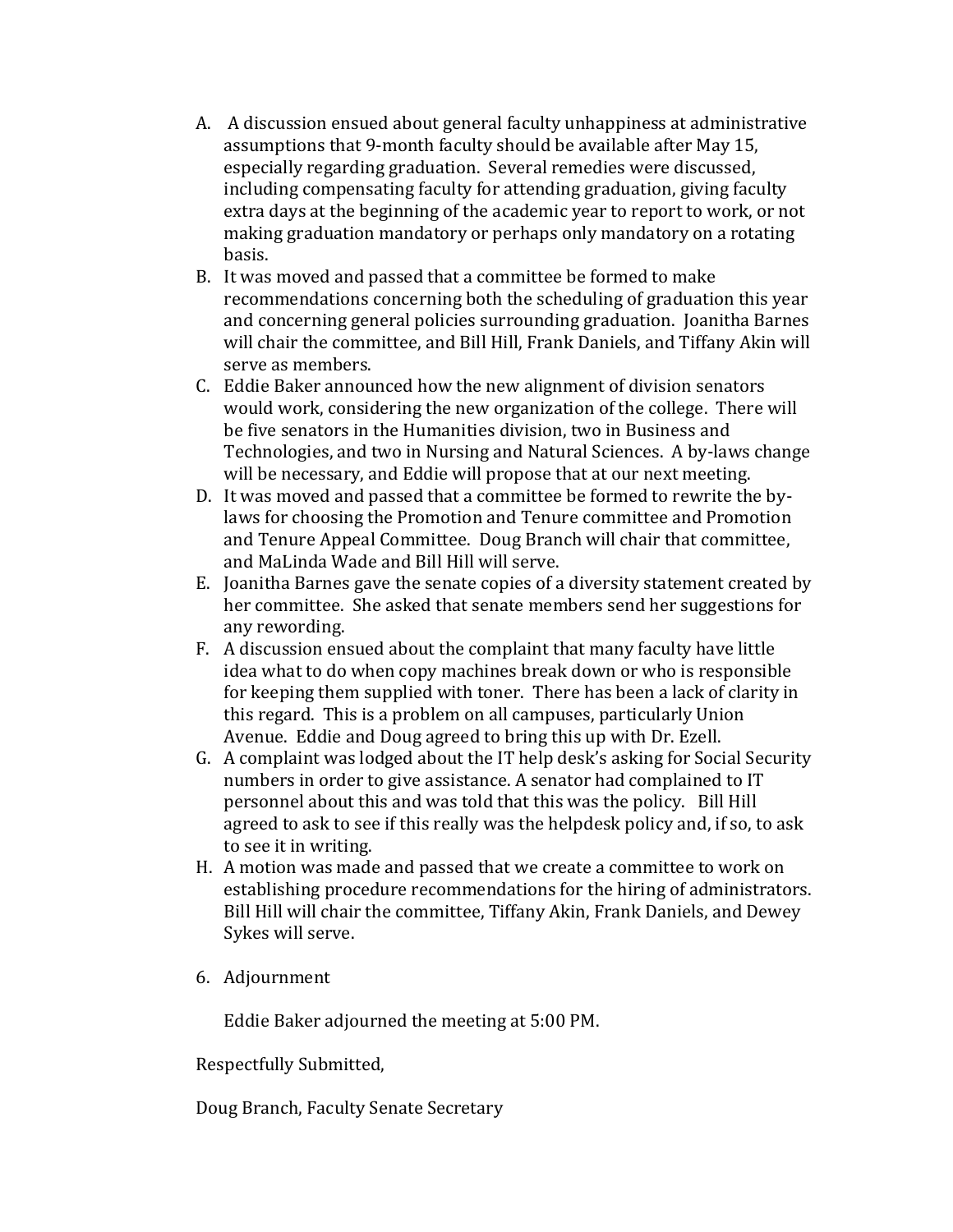A. A discussion ensued about general faculty unhappiness at administrative assumptions that 9-month faculty should be available after May 15, especially regarding graduation. Several remedies were discussed, including compensating faculty for attending graduation, giving faculty extra days at the beginning of the academic year to report to work, or not making graduation mandatory or perhaps only mandatory on a rotating basis.
B. It was moved and passed that a committee be formed to make recommendations concerning both the scheduling of graduation this year and concerning general policies surrounding graduation. Joanitha Barnes will chair the committee, and Bill Hill, Frank Daniels, and Tiffany Akin will serve as members.
C. Eddie Baker announced how the new alignment of division senators would work, considering the new organization of the college. There will be five senators in the Humanities division, two in Business and Technologies, and two in Nursing and Natural Sciences. A by-laws change will be necessary, and Eddie will propose that at our next meeting.
D. It was moved and passed that a committee be formed to rewrite the by-laws for choosing the Promotion and Tenure committee and Promotion and Tenure Appeal Committee. Doug Branch will chair that committee, and MaLinda Wade and Bill Hill will serve.
E. Joanitha Barnes gave the senate copies of a diversity statement created by her committee. She asked that senate members send her suggestions for any rewording.
F. A discussion ensued about the complaint that many faculty have little idea what to do when copy machines break down or who is responsible for keeping them supplied with toner. There has been a lack of clarity in this regard. This is a problem on all campuses, particularly Union Avenue. Eddie and Doug agreed to bring this up with Dr. Ezell.
G. A complaint was lodged about the IT help desk's asking for Social Security numbers in order to give assistance. A senator had complained to IT personnel about this and was told that this was the policy. Bill Hill agreed to ask to see if this really was the helpdesk policy and, if so, to ask to see it in writing.
H. A motion was made and passed that we create a committee to work on establishing procedure recommendations for the hiring of administrators. Bill Hill will chair the committee, Tiffany Akin, Frank Daniels, and Dewey Sykes will serve.

6. Adjournment

   Eddie Baker adjourned the meeting at 5:00 PM.

Respectfully Submitted,

Doug Branch, Faculty Senate Secretary